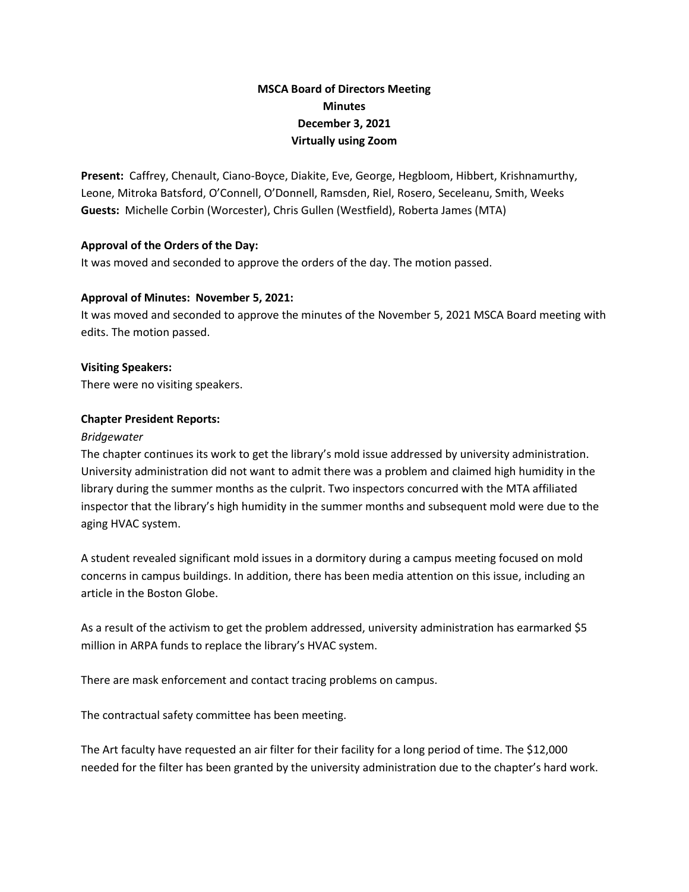**MSCA Board of Directors Meeting**
**Minutes**
**December 3, 2021**
**Virtually using Zoom**

**Present:** Caffrey, Chenault, Ciano-Boyce, Diakite, Eve, George, Hegbloom, Hibbert, Krishnamurthy, Leone, Mitroka Batsford, O'Connell, O'Donnell, Ramsden, Riel, Rosero, Seceleanu, Smith, Weeks
**Guests:** Michelle Corbin (Worcester), Chris Gullen (Westfield), Roberta James (MTA)

**Approval of the Orders of the Day:**
It was moved and seconded to approve the orders of the day. The motion passed.

**Approval of Minutes: November 5, 2021:**
It was moved and seconded to approve the minutes of the November 5, 2021 MSCA Board meeting with edits. The motion passed.

**Visiting Speakers:**
There were no visiting speakers.

**Chapter President Reports:**

*Bridgewater*

The chapter continues its work to get the library's mold issue addressed by university administration. University administration did not want to admit there was a problem and claimed high humidity in the library during the summer months as the culprit. Two inspectors concurred with the MTA affiliated inspector that the library's high humidity in the summer months and subsequent mold were due to the aging HVAC system.

A student revealed significant mold issues in a dormitory during a campus meeting focused on mold concerns in campus buildings. In addition, there has been media attention on this issue, including an article in the Boston Globe.

As a result of the activism to get the problem addressed, university administration has earmarked $5 million in ARPA funds to replace the library's HVAC system.

There are mask enforcement and contact tracing problems on campus.

The contractual safety committee has been meeting.

The Art faculty have requested an air filter for their facility for a long period of time. The $12,000 needed for the filter has been granted by the university administration due to the chapter's hard work.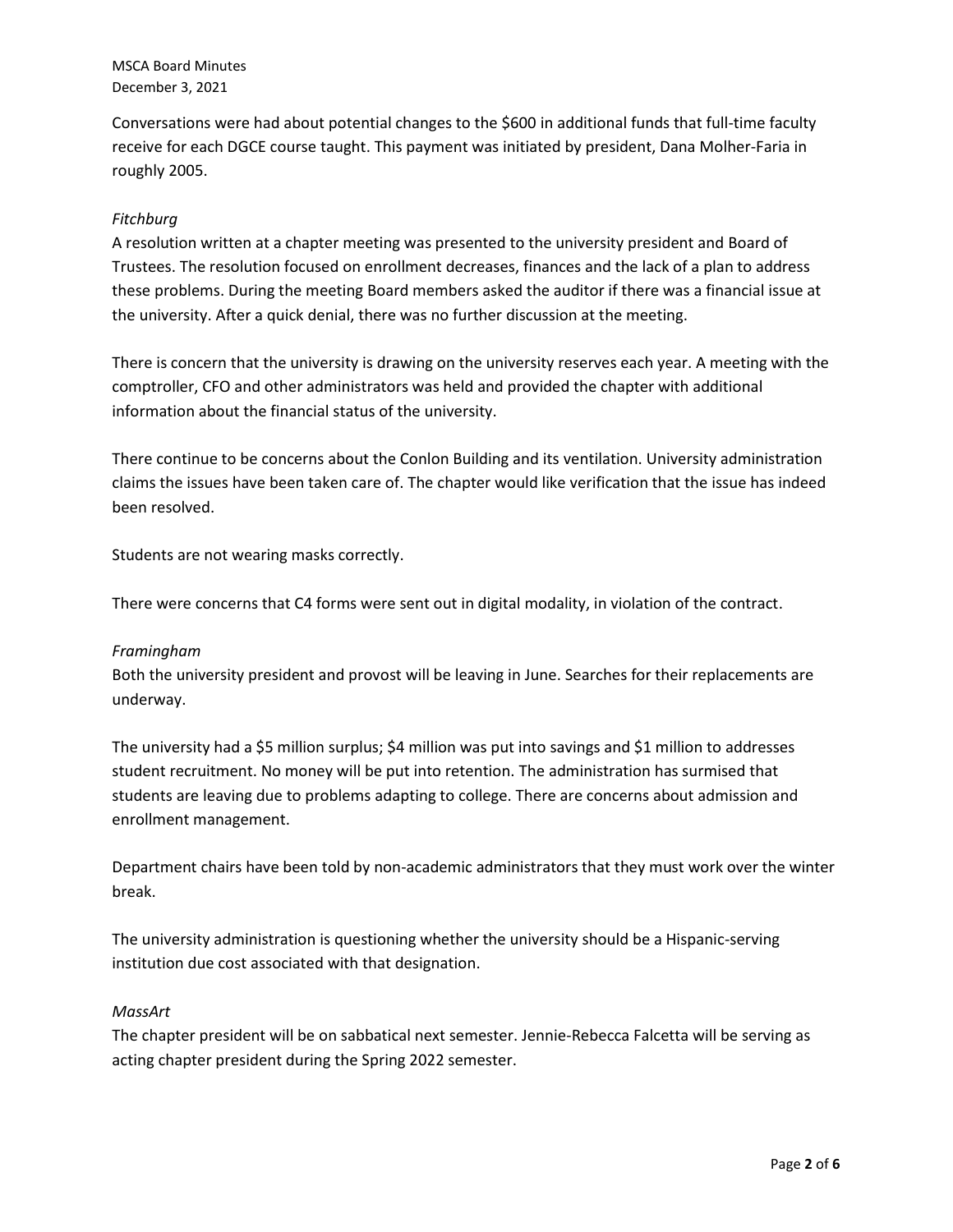Conversations were had about potential changes to the $600 in additional funds that full-time faculty receive for each DGCE course taught. This payment was initiated by president, Dana Molher-Faria in roughly 2005.

*Fitchburg*

A resolution written at a chapter meeting was presented to the university president and Board of Trustees. The resolution focused on enrollment decreases, finances and the lack of a plan to address these problems. During the meeting Board members asked the auditor if there was a financial issue at the university. After a quick denial, there was no further discussion at the meeting.

There is concern that the university is drawing on the university reserves each year. A meeting with the comptroller, CFO and other administrators was held and provided the chapter with additional information about the financial status of the university.

There continue to be concerns about the Conlon Building and its ventilation. University administration claims the issues have been taken care of. The chapter would like verification that the issue has indeed been resolved.

Students are not wearing masks correctly.

There were concerns that C4 forms were sent out in digital modality, in violation of the contract.

*Framingham*

Both the university president and provost will be leaving in June. Searches for their replacements are underway.

The university had a $5 million surplus; $4 million was put into savings and $1 million to addresses student recruitment. No money will be put into retention. The administration has surmised that students are leaving due to problems adapting to college. There are concerns about admission and enrollment management.

Department chairs have been told by non-academic administrators that they must work over the winter break.

The university administration is questioning whether the university should be a Hispanic-serving institution due cost associated with that designation.

*MassArt*

The chapter president will be on sabbatical next semester. Jennie-Rebecca Falcetta will be serving as acting chapter president during the Spring 2022 semester.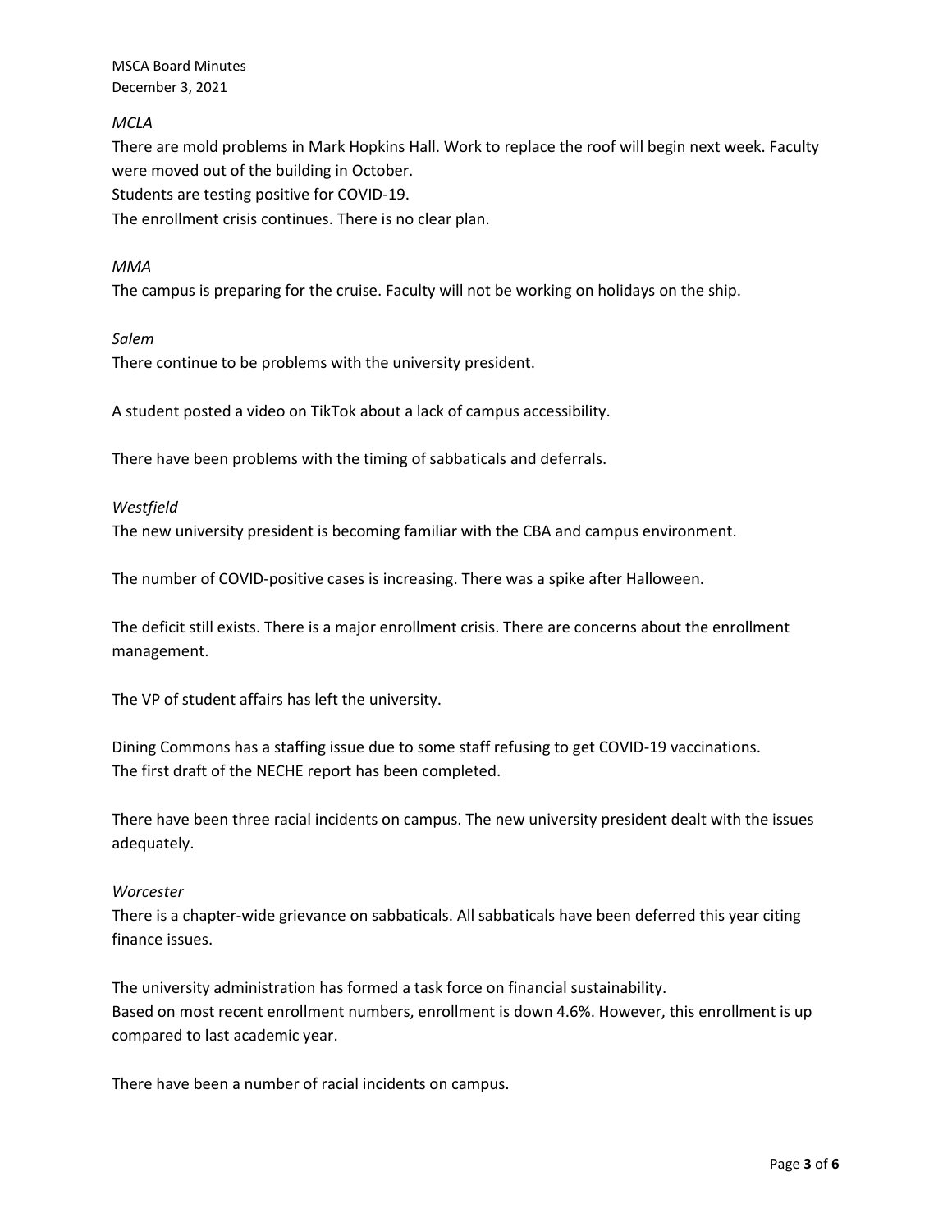*MCLA*

There are mold problems in Mark Hopkins Hall. Work to replace the roof will begin next week. Faculty were moved out of the building in October.
Students are testing positive for COVID-19.
The enrollment crisis continues. There is no clear plan.

*MMA*

The campus is preparing for the cruise. Faculty will not be working on holidays on the ship.

*Salem*

There continue to be problems with the university president.

A student posted a video on TikTok about a lack of campus accessibility.

There have been problems with the timing of sabbaticals and deferrals.

*Westfield*

The new university president is becoming familiar with the CBA and campus environment.

The number of COVID-positive cases is increasing. There was a spike after Halloween.

The deficit still exists. There is a major enrollment crisis. There are concerns about the enrollment management.

The VP of student affairs has left the university.

Dining Commons has a staffing issue due to some staff refusing to get COVID-19 vaccinations.
The first draft of the NECHE report has been completed.

There have been three racial incidents on campus. The new university president dealt with the issues adequately.

*Worcester*

There is a chapter-wide grievance on sabbaticals. All sabbaticals have been deferred this year citing finance issues.

The university administration has formed a task force on financial sustainability.
Based on most recent enrollment numbers, enrollment is down 4.6%. However, this enrollment is up compared to last academic year.

There have been a number of racial incidents on campus.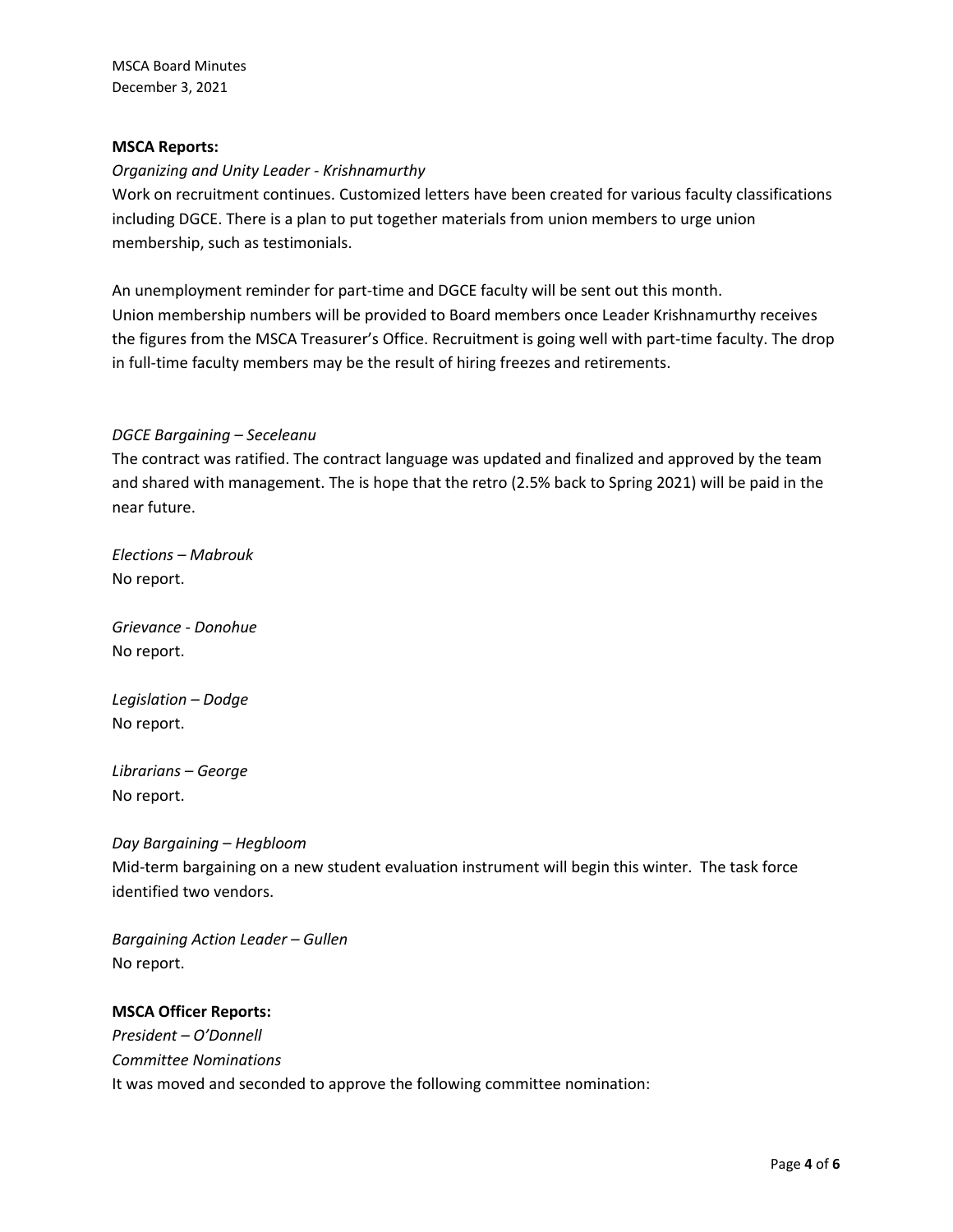**MSCA Reports:**

*Organizing and Unity Leader - Krishnamurthy*

Work on recruitment continues. Customized letters have been created for various faculty classifications including DGCE. There is a plan to put together materials from union members to urge union membership, such as testimonials.

An unemployment reminder for part-time and DGCE faculty will be sent out this month.
Union membership numbers will be provided to Board members once Leader Krishnamurthy receives the figures from the MSCA Treasurer's Office. Recruitment is going well with part-time faculty. The drop in full-time faculty members may be the result of hiring freezes and retirements.

*DGCE Bargaining – Seceleanu*

The contract was ratified. The contract language was updated and finalized and approved by the team and shared with management. The is hope that the retro (2.5% back to Spring 2021) will be paid in the near future.

*Elections – Mabrouk*

No report.

*Grievance - Donohue*

No report.

*Legislation – Dodge*

No report.

*Librarians – George*

No report.

*Day Bargaining – Hegbloom*

Mid-term bargaining on a new student evaluation instrument will begin this winter. The task force identified two vendors.

*Bargaining Action Leader – Gullen*

No report.

**MSCA Officer Reports:**

*President – O'Donnell*

*Committee Nominations*

It was moved and seconded to approve the following committee nomination: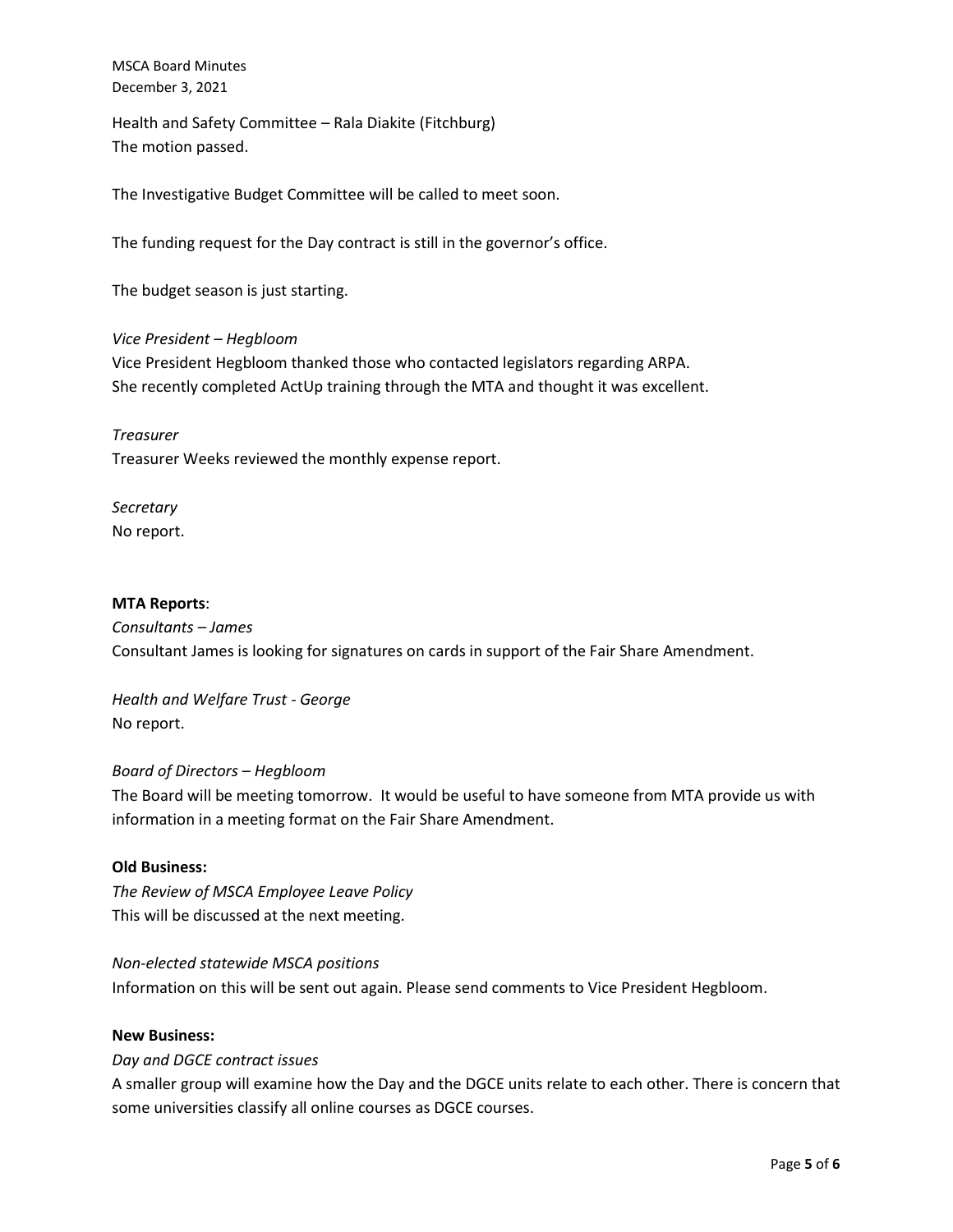Health and Safety Committee – Rala Diakite (Fitchburg)
The motion passed.

The Investigative Budget Committee will be called to meet soon.

The funding request for the Day contract is still in the governor's office.

The budget season is just starting.

*Vice President – Hegbloom*
Vice President Hegbloom thanked those who contacted legislators regarding ARPA.
She recently completed ActUp training through the MTA and thought it was excellent.

*Treasurer*
Treasurer Weeks reviewed the monthly expense report.

*Secretary*
No report.

**MTA Reports**:
*Consultants – James*
Consultant James is looking for signatures on cards in support of the Fair Share Amendment.

*Health and Welfare Trust - George*
No report.

*Board of Directors – Hegbloom*
The Board will be meeting tomorrow. It would be useful to have someone from MTA provide us with information in a meeting format on the Fair Share Amendment.

**Old Business:**
*The Review of MSCA Employee Leave Policy*
This will be discussed at the next meeting.

*Non-elected statewide MSCA positions*
Information on this will be sent out again. Please send comments to Vice President Hegbloom.

**New Business:**
*Day and DGCE contract issues*
A smaller group will examine how the Day and the DGCE units relate to each other. There is concern that some universities classify all online courses as DGCE courses.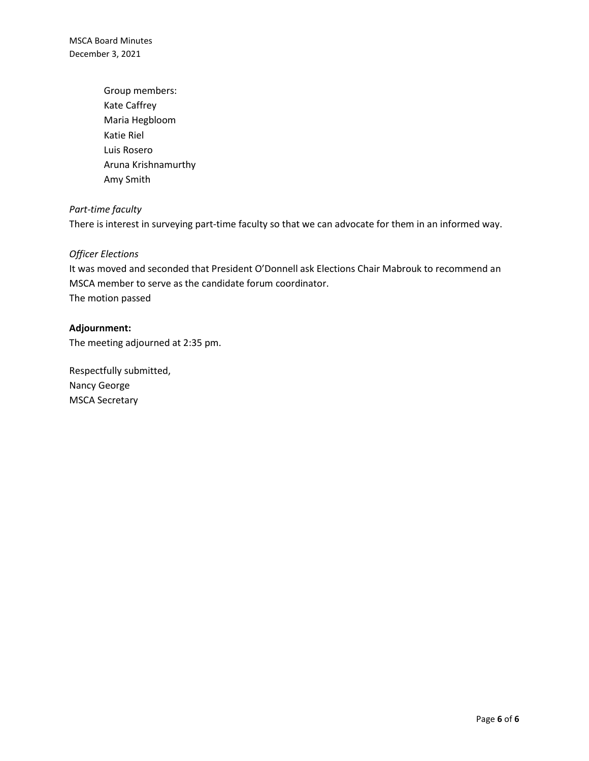Group members:
Kate Caffrey
Maria Hegbloom
Katie Riel
Luis Rosero
Aruna Krishnamurthy
Amy Smith

*Part-time faculty*

There is interest in surveying part-time faculty so that we can advocate for them in an informed way.

*Officer Elections*

It was moved and seconded that President O'Donnell ask Elections Chair Mabrouk to recommend an MSCA member to serve as the candidate forum coordinator.
The motion passed

**Adjournment:**

The meeting adjourned at 2:35 pm.

Respectfully submitted,
Nancy George
MSCA Secretary